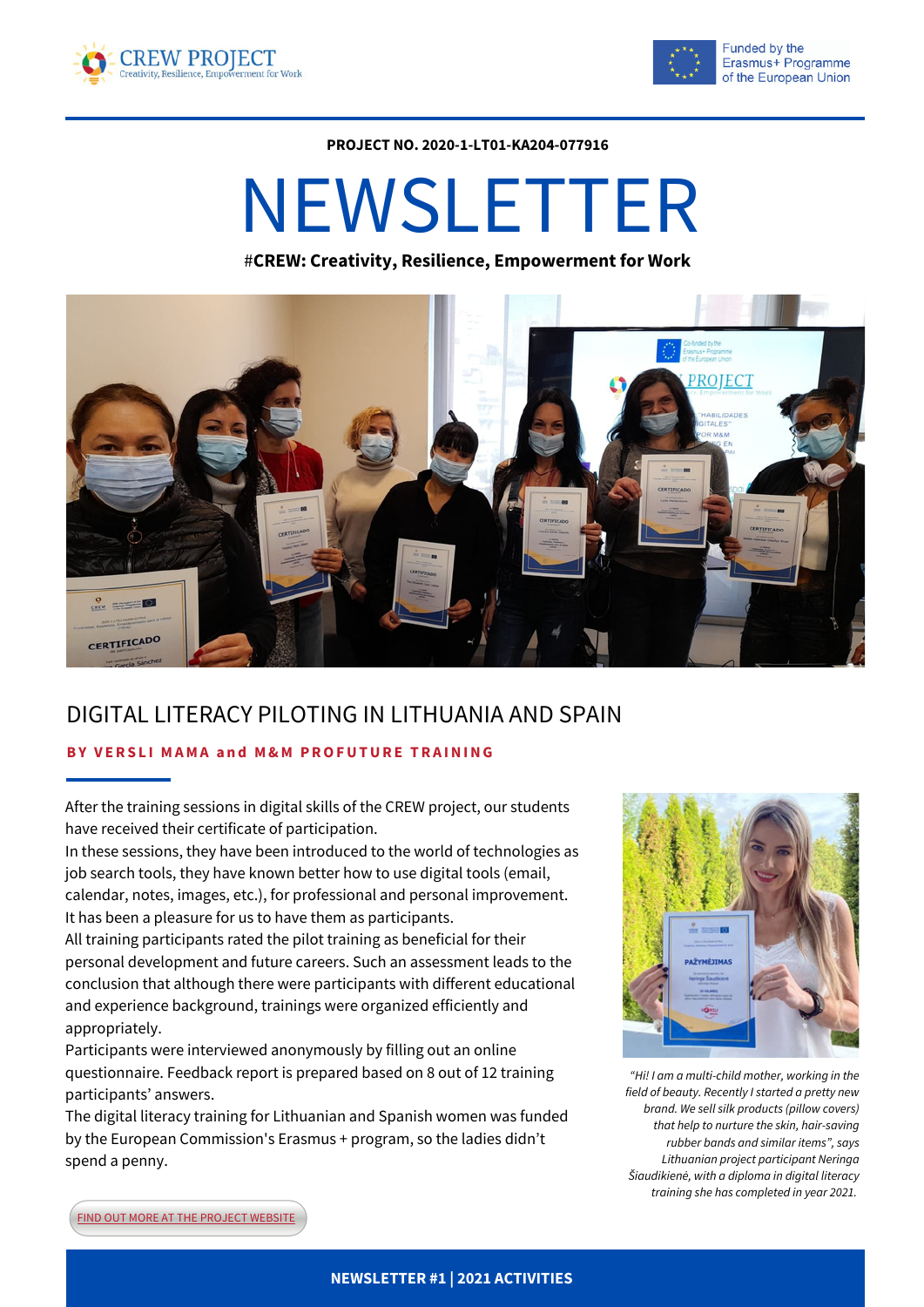CREW PROJECT
Creativity, Resilience, Empowerment for Work

Funded by the Erasmus+ Programme of the European Union

**PROJECT NO. 2020-1-LT01-KA204-077916**

# NEWSLETTER

#**CREW: Creativity, Resilience, Empowerment for Work**

## DIGITAL LITERACY PILOTING IN LITHUANIA AND SPAIN

**BY VERSLI MAMA and M&M PROFUTURE TRAINING**

After the training sessions in digital skills of the CREW project, our students have received their certificate of participation.

In these sessions, they have been introduced to the world of technologies as job search tools, they have known better how to use digital tools (email, calendar, notes, images, etc.), for professional and personal improvement. It has been a pleasure for us to have them as participants.

All training participants rated the pilot training as beneficial for their personal development and future careers. Such an assessment leads to the conclusion that although there were participants with different educational and experience background, trainings were organized efficiently and appropriately.

Participants were interviewed anonymously by filling out an online questionnaire. Feedback report is prepared based on 8 out of 12 training participants' answers.

The digital literacy training for Lithuanian and Spanish women was funded by the European Commission's Erasmus + program, so the ladies didn't spend a penny.

*"Hi! I am a multi-child mother, working in the field of beauty. Recently I started a pretty new brand. We sell silk products (pillow covers) that help to nurture the skin, hair-saving rubber bands and similar items", says Lithuanian project participant Neringa Šiaudikienė, with a diploma in digital literacy training she has completed in year 2021.*

FIND OUT MORE AT THE PROJECT WEBSITE

**NEWSLETTER #1 | 2021 ACTIVITIES**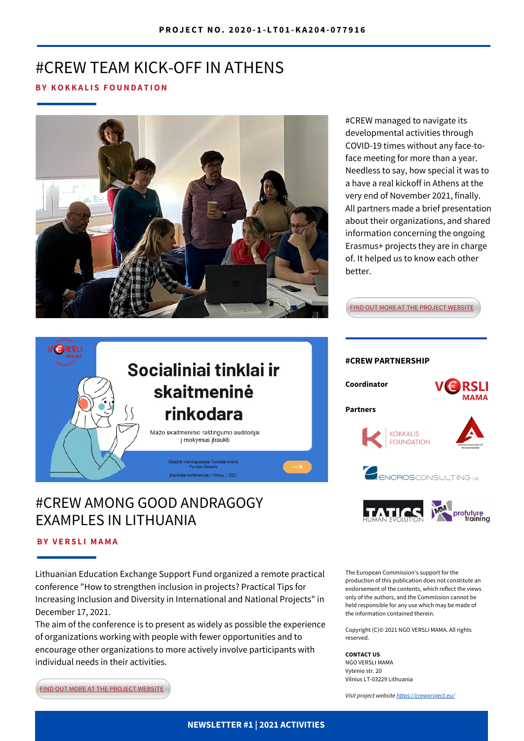PROJECT NO. 2020-1-LT01-KA204-077916

# #CREW TEAM KICK-OFF IN ATHENS

**BY KOKKALIS FOUNDATION**

#CREW managed to navigate its developmental activities through COVID-19 times without any face-to-face meeting for more than a year. Needless to say, how special it was to a have a real kickoff in Athens at the very end of November 2021, finally. All partners made a brief presentation about their organizations, and shared information concerning the ongoing Erasmus+ projects they are in charge of. It helped us to know each other better.

FIND OUT MORE AT THE PROJECT WEBSITE

# #CREW AMONG GOOD ANDRAGOGY EXAMPLES IN LITHUANIA

**BY VERSLI MAMA**

Lithuanian Education Exchange Support Fund organized a remote practical conference "How to strengthen inclusion in projects? Practical Tips for Increasing Inclusion and Diversity in International and National Projects" in December 17, 2021.

The aim of the conference is to present as widely as possible the experience of organizations working with people with fewer opportunities and to encourage other organizations to more actively involve participants with individual needs in their activities.

FIND OUT MORE AT THE PROJECT WEBSITE

## #CREW PARTNERSHIP

**Coordinator**

VERSLI MAMA

**Partners**

KOKKALIS FOUNDATION

Austrian Association of Inclusive Society

ENOROS CONSULTING Ltd

TATICS HUMAN EVOLUTION

profuture training

The European Commission's support for the production of this publication does not constitute an endorsement of the contents, which reflect the views only of the authors, and the Commission cannot be held responsible for any use which may be made of the information contained therein.

Copyright (C)© 2021 NGO VERSLI MAMA. All rights reserved.

**CONTACT US**
NGO VERSLI MAMA
Vytenio str. 20
Vilnius LT-03229 Lithuania

*Visit project website* https://crewproject.eu/

**NEWSLETTER #1 | 2021 ACTIVITIES**